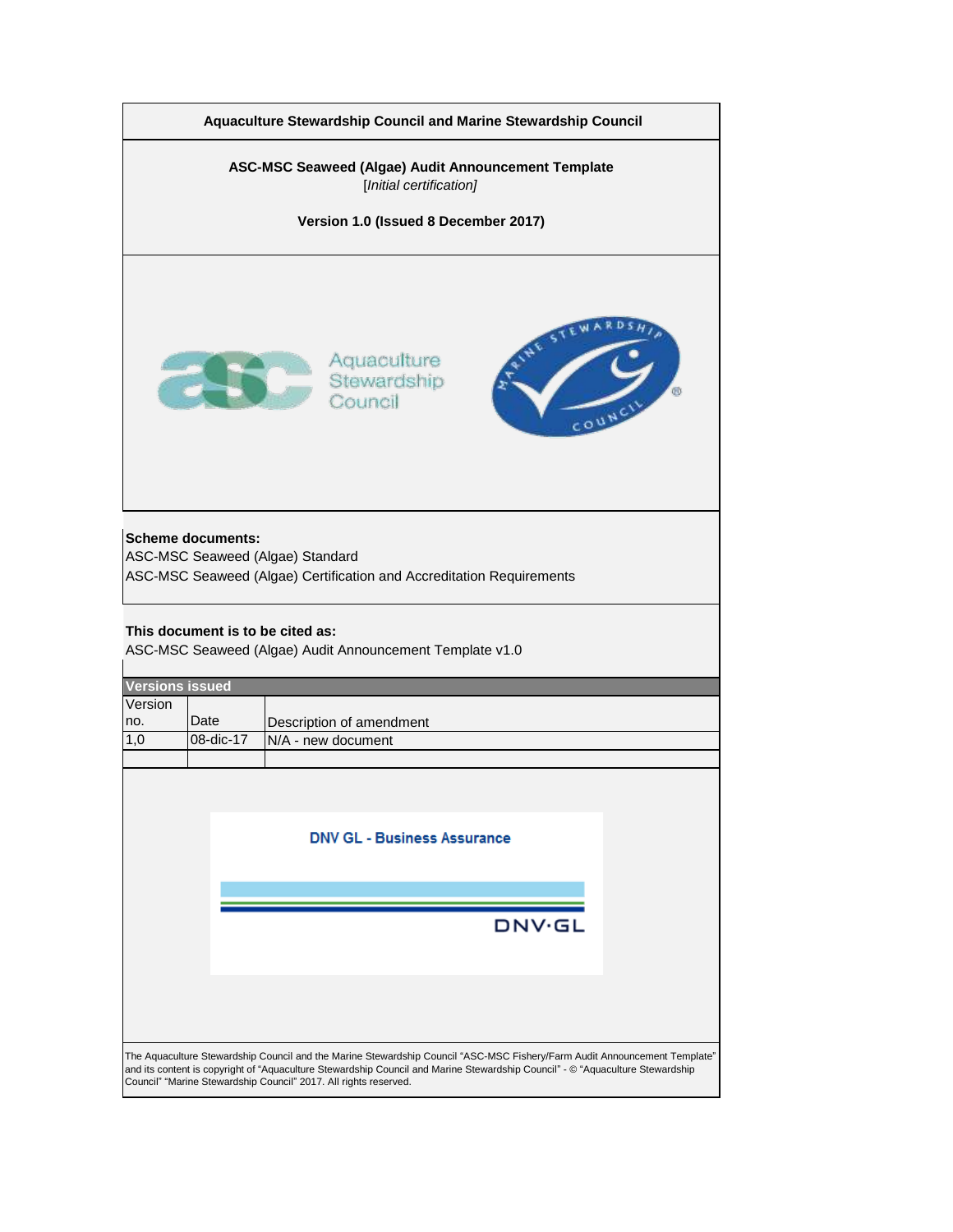**Aquaculture Stewardship Council and Marine Stewardship Council**

**ASC-MSC Seaweed (Algae) Audit Announcement Template**
*[Initial certification]*

**Version 1.0 (Issued 8 December 2017)**

**Scheme documents:**
ASC-MSC Seaweed (Algae) Standard
ASC-MSC Seaweed (Algae) Certification and Accreditation Requirements

**This document is to be cited as:**
ASC-MSC Seaweed (Algae) Audit Announcement Template v1.0

| Versions issued | | |
|---|---|---|
| Version no. | Date | Description of amendment |
| 1,0 | 08-dic-17 | N/A - new document |
| | | |

DNV GL - Business Assurance

DNV·GL

The Aquaculture Stewardship Council and the Marine Stewardship Council "ASC-MSC Fishery/Farm Audit Announcement Template" and its content is copyright of "Aquaculture Stewardship Council and Marine Stewardship Council" - © "Aquaculture Stewardship Council" "Marine Stewardship Council" 2017. All rights reserved.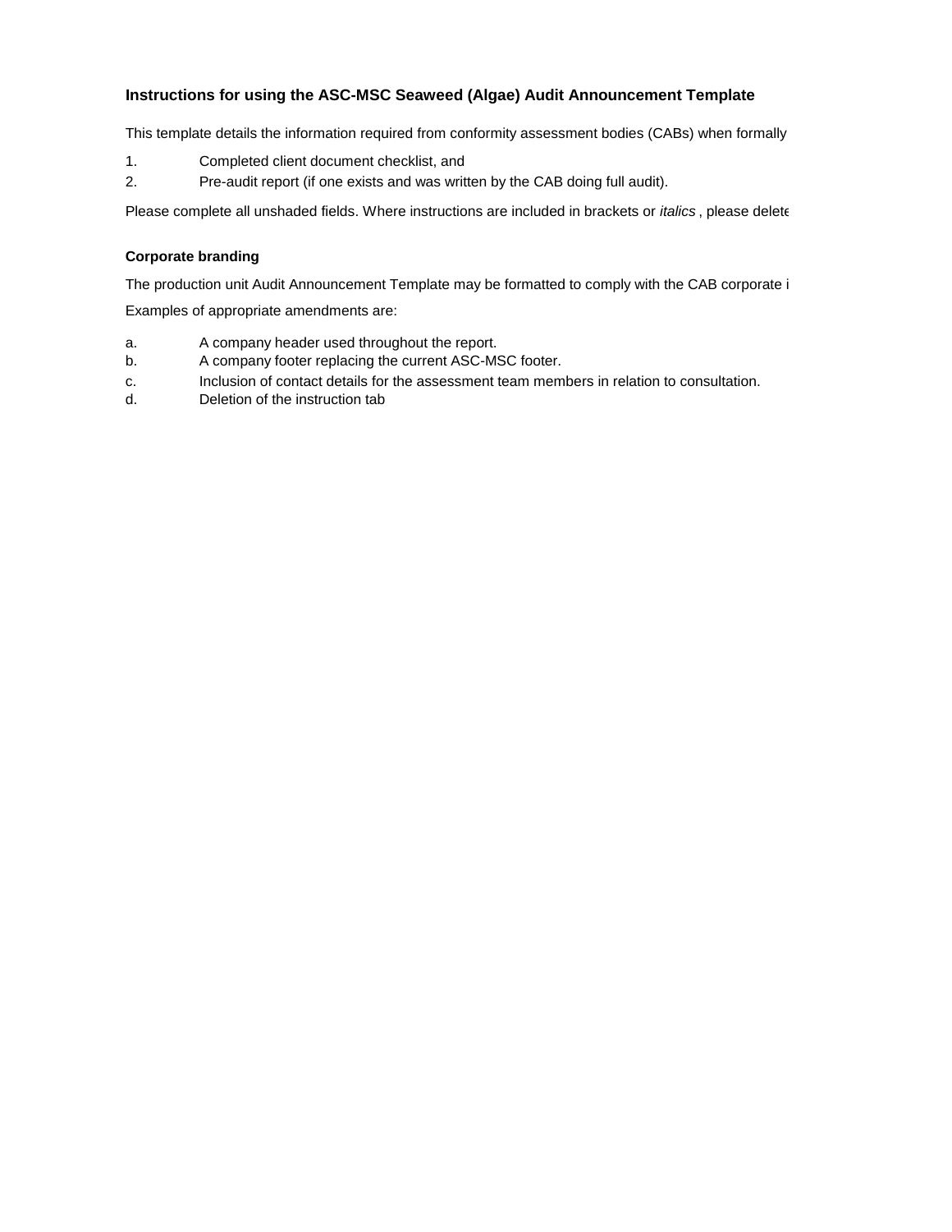### Instructions for using the ASC-MSC Seaweed (Algae) Audit Announcement Template

This template details the information required from conformity assessment bodies (CABs) when formally

1. Completed client document checklist, and
2. Pre-audit report (if one exists and was written by the CAB doing full audit).

Please complete all unshaded fields. Where instructions are included in brackets or *italics* , please delete

#### Corporate branding

The production unit Audit Announcement Template may be formatted to comply with the CAB corporate i

Examples of appropriate amendments are:

a. A company header used throughout the report.
b. A company footer replacing the current ASC-MSC footer.
c. Inclusion of contact details for the assessment team members in relation to consultation.
d. Deletion of the instruction tab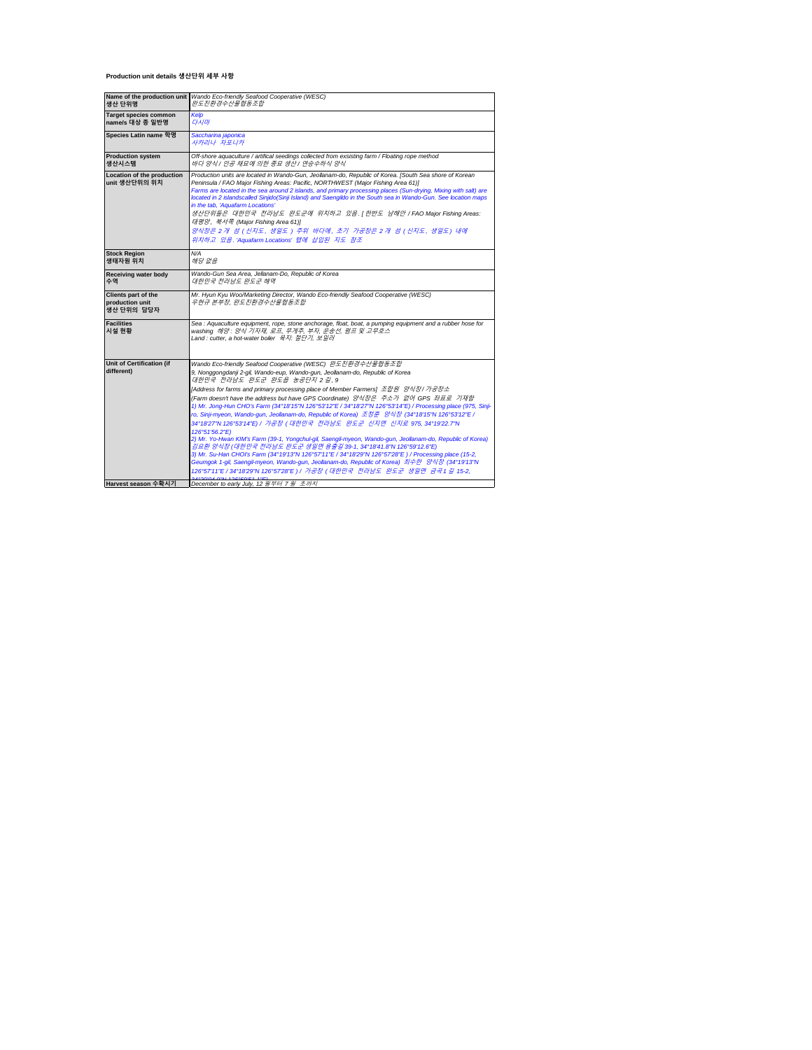**Production unit details 생산단위 세부 사항**

| | |
|---|---|
| **Name of the production unit 생산 단위명** | *Wando Eco-friendly Seafood Cooperative (WESC)* *완도친환경수산물협동조합* |
| **Target species common name/s 대상 종 일반명** | *Kelp* *다시마* |
| **Species Latin name 학명** | *Saccharina japonica* *사카리나 자포니카* |
| **Production system 생산시스템** | *Off-shore aquaculture / artifical seedings collected from exsisting farm / Floating rope method* *바다 양식 / 인공 채묘에 의한 종묘 생산 / 연승수하식 양식* |
| **Location of the production unit 생산단위의 위치** | *Production units are located in Wando-Gun, Jeollanam-do, Republic of Korea. [South Sea shore of Korean Peninsula / FAO Major Fishing Areas: Pacific, NORTHWEST (Major Fishing Area 61)]* *Farms are located in the sea around 2 islands, and primary processing places (Sun-drying, Mixing with salt) are located in 2 islandscalled Sinjido(Sinji Island) and Saengildo in the South sea in Wando-Gun. See location maps in the tab, 'Aquafarm Locations'* *생산단위들은 대한민국 전라남도 완도군에 위치하고 있음. [한반도 남해안 / FAO Major Fishing Areas: 태평양, 북서쪽 (Major Fishing Area 61)]* *양식장은 2개 섬 (신지도, 생일도) 주위 바다에, 초기 가공장은 2개 섬 (신지도, 생일도) 내에 위치하고 있음. 'Aquafarm Locations' 탭에 삽입된 지도 참조* |
| **Stock Region 생태자원 위치** | *N/A* *해당 없음* |
| **Receiving water body 수역** | *Wando-Gun Sea Area, Jellanam-Do, Republic of Korea* *대한민국 전라남도 완도군 해역* |
| **Clients part of the production unit 생산 단위의 담당자** | *Mr. Hyun Kyu Woo/Marketing Director, Wando Eco-friendly Seafood Cooperative (WESC)* *우현규 본부장, 완도친환경수산물협동조합* |
| **Facilities 시설 현황** | *Sea : Aquaculture equipment, rope, stone anchorage, float, boat, a pumping equipment and a rubber hose for washing 해양 : 양식 기자재, 로프, 무게추, 부자, 운송선, 펌프 및 고무호스* *Land : cutter, a hot-water boiler 육지: 절단기, 보일러* |
| **Unit of Certification (if different)** | *Wando Eco-friendly Seafood Cooperative (WESC) 완도친환경수산물협동조합* *9, Nonggongdanji 2-gil, Wando-eup, Wando-gun, Jeollanam-do, Republic of Korea* *대한민국 전라남도 완도군 완도읍 농공단지 2길, 9* *[Address for farms and primary processing place of Member Farmers] 조합원 양식장/가공장소* *(Farm doesn't have the address but have GPS Coordinate) 양식장은 주소가 없어 GPS 좌표로 기재함* *1) Mr. Jong-Hun CHO's Farm (34°18'15"N 126°53'12"E / 34°18'27"N 126°53'14"E) / Processing place (975, Sinji-ro, Sinji-myeon, Wando-gun, Jeollanam-do, Republic of Korea) 조정훈 양식장 (34°18'15"N 126°53'12"E / 34°18'27"N 126°53'14"E) / 가공장 (대한민국 전라남도 완도군 신지면 신지로 975, 34°19'22.7"N 126°51'56.2"E)* *2) Mr. Yo-Hwan KIM's Farm (39-1, Yongchul-gil, Saengil-myeon, Wando-gun, Jeollanam-do, Republic of Korea) 김요환 양식장 (대한민국 전라남도 완도군 생일면 용출길 39-1, 34°18'41.8"N 126°59'12.6"E)* *3) Mr. Su-Han CHOI's Farm (34°19'13"N 126°57'11"E / 34°18'29"N 126°57'28"E ) / Processing place (15-2, Geumgok 1-gil, Saengil-myeon, Wando-gun, Jeollanam-do, Republic of Korea) 최수한 양식장 (34°19'13"N 126°57'11"E / 34°18'29"N 126°57'28"E ) / 가공장 (대한민국 전라남도 완도군 생일면 금곡1길 15-2, 34°20'04.0"N 126°59'51.1"E)* |
| **Harvest season 수확시기** | *December to early July, 12월부터 7월 초까지* |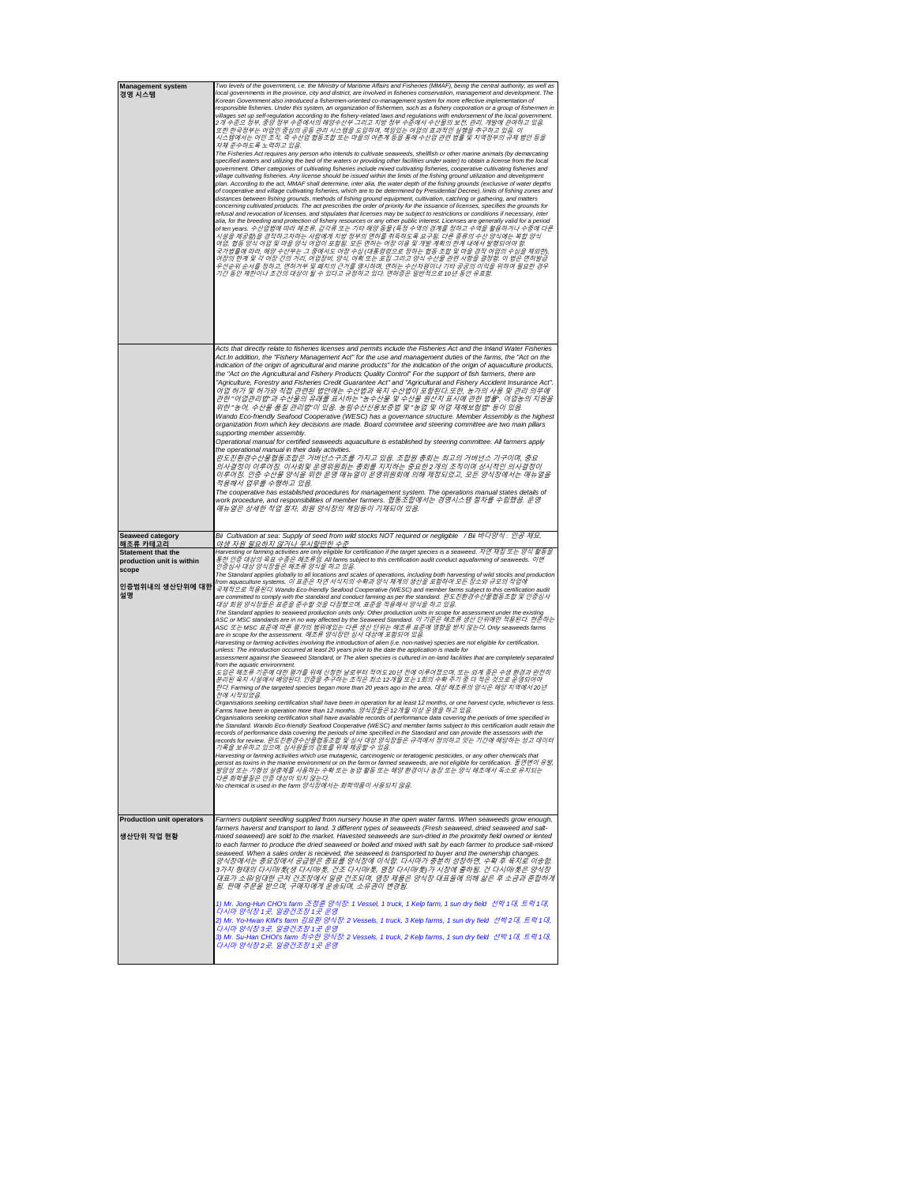| | |
|---|---|
| **Management system**<br>**경영 시스템** | *Two levels of the government, i.e. the Ministry of Maritime Affairs and Fisheries (MMAF), being the central authority, as well as local governments in the province, city and district, are involved in fisheries conservation, management and development. The Korean Government also introduced a fishermen-oriented co-management system for more effective implementation of responsible fisheries. Under this system, an organization of fishermen, such as a fishery corporation or a group of fishermen in villages set up self-regulation according to the fishery-related laws and regulations with endorsement of the local government.*<br>*2 개 수준의 정부, 중앙 정부 수준에서의 해양수산부 그리고 지방 정부 수준에서 수산물의 보전, 관리, 개발에 관여하고 있음. 또한 한국정부는 어업인 중심의 공동 관리 시스템을 도입하며, 책임있는 어업의 효과적인 실행을 추구하고 있음. 이 시스템에서는 어민 조직, 즉 수산업 협동조합 또는 마을의 어촌계 등을 통해 수산업 관련 법률 및 지역정부의 규제 범안 등을 자체 준수하도록 노력하고 있음.*<br>*The Fisheries Act requires any person who intends to cultivate seaweeds, shellfish or other marine animals (by demarcating specified waters and utilizing the bed of the waters or providing other facilities under water) to obtain a license from the local government. Other categories of cultivating fisheries include mixed cultivating fisheries, cooperative cultivating fisheries and village cultivating fisheries. Any license should be issued within the limits of the fishing ground utilization and development plan. According to the act, MMAF shall determine, inter alia, the water depth of the fishing grounds (exclusive of water depths of cooperative and village cultivating fisheries, which are to be determined by Presidential Decree), limits of fishing zones and distances between fishing grounds, methods of fishing ground equipment, cultivation, catching or gathering, and matters concerning cultivated products. The act prescribes the order of priority for the issuance of licenses, specifies the grounds for refusal and revocation of licenses, and stipulates that licenses may be subject to restrictions or conditions if necessary, inter alia, for the breeding and protection of fishery resources or any other public interest. Licenses are generally valid for a period of ten years.* *수산업법에 따라 해조류, 갑각류 또는 기타 해양 동물(특정 수역의 경계를 정하고 수역을 활용하거나 수중에 다른 시설을 제공함)을 경작하고자하는 사람에게 지방 정부의 면허를 취득하도록 요구됨. 다른 종류의 수산 양식에는 복합 양식 어업, 협동 양식 어업 및 마을 양식 어업이 포함됨. 모든 면허는 어장 이용 및 개발 계획의 한계 내에서 발행되어야 함. 국가법률에 따라, 해양 수산부는 그 중에서도 어장 수심(대통령령으로 정하는 협동 조합 및 마을 경작 어업의 수심을 제외한), 어장의 한계 및 각 어장 간의 거리, 어업장비, 양식, 어획 또는 표집 그리고 양식 수산물 관련 사항을 결정함. 이 법은 면허발급 우선순위 순서를 정하고, 면허거부 및 폐지의 근거를 명시하며, 면허는 수산자원이나 기타 공공의 이익을 위하여 필요한 경우 기간 동안 제한이나 조건의 대상이 될 수 있다고 규정하고 있다. 면허증은 일반적으로10 년 동안 유효함.* |
| | *Acts that directly relate to fisheries licenses and permits include the Fisheries Act and the Inland Water Fisheries Act.In addition, the "Fishery Management Act" for the use and management duties of the farms, the "Act on the indication of the origin of agricultural and marine products" for the indication of the origin of aquaculture products, the "Act on the Agricultural and Fishery Products Quality Control" For the support of fish farmers, there are "Agriculture, Forestry and Fisheries Credit Guarantee Act" and "Agricultural and Fishery Accident Insurance Act".*<br>*어업 허가 및 허가와 직접 관련된 법안에는 수산법과 육지 수산법이 포함된다.또한, 농가의 사용 및 관리 의무에 관한 "어업관리법"과 수산물의 유래를 표시하는 "농수산물 및 수산물 원산지 표시에 관한 법률", 어업농의 지원을 위한 "농어, 수산물 품질 관리법" 이 있음. 농림수산신용보증법 및 "농업 및 어업 재해보험법" 등이 있음.*<br>*Wando Eco-friendly Seafood Cooperative (WESC) has a governance structure. Member Assembly is the highest organization from which key decisions are made. Board commitee and steering committee are two main pillars supporting member assembly.*<br>*Operational manual for certified seaweeds aquaculture is established by steering committee. All farmers apply the operational manual in their daily activities.*<br>*완도친환경수산물협동조합은 거버넌스구조를 가지고 있음. 조합원 총회는 최고의 거버넌스 기구이며, 중요 의사결정이 이루어짐. 이사회및 운영위원회는 총회를 지지하는 중요한2개의 조직이며 상시적인 의사결정이 이루어짐. 인증 수산물 양식을 위한 운영 매뉴얼이 운영위원회에 의해 제정되었고, 모든 양식장에서는 매뉴얼을 적용해서 업무를 수행하고 있음.*<br>*The cooperative has established procedures for management system. The operations manual states details of work procedure, and responsibilities of member farmers. 협동조합에서는 경영시스템 절차를 수립했음. 운영 매뉴얼은 상세한 작업 절차, 회원 양식장의 책임등이 기재되어 있음.* |
| **Seaweed category**<br>**해조류 카테고리** | *Bii Cultivation at sea: Supply of seed from wild stocks NOT required or negligible / Bii 바다양식 : 인공 채묘, 야생 자원 필요하지 않거나 무시할만한 수준* |
| **Statement that the production unit is within scope**<br><br>**인증범위내의 생산단위에 대한 설명** | *Harvesting or farming activities are only eligible for certification if the target species is a seaweed.* *자연 채집 또는 양식 활동을 통한 인증 대상의 목표 수종은 해조류임. All farms subject to this certification audit conduct aquafarming of seaweeds. 이번 인증심사 대상 양식장들은 해조류 양식을 하고 있음.*<br>*The Standard applies globally to all locations and scales of operations, including both harvesting of wild stocks and production from aquaculture systems. 이 표준은 자연 서식지의 수확과 양식 체계의 생산을 포함하여 모든 장소와 규모의 작업에 국제적으로 적용된다. Wando Eco-friendly Seafood Cooperative (WESC) and member farms subject to this certification audit are committed to comply with the standard and conduct farming as per the standard. 완도친환경수산물협동조합 및 인증심사 대상 회원 양식장들은 표준을 준수할 것을 다짐했으며, 표준을 적용해서 양식을 하고 있음.*<br>*The Standard applies to seaweed production units only. Other production units in scope for assessment under the existing ASC or MSC standards are in no way affected by the Seaweed Standard. 이 기준은 해조류 생산 단위에만 적용된다. 현존하는 ASC 또는 MSC 표준에 따른 평가의 범위에있는 다른 생산 단위는 해조류 표준에 영향을 받지 않는다. Only seaweeds farms are in scope for the assessment. 해조류 양식장만 심사 대상에 포함되어 있음.*<br>*Harvesting or farming activities involving the introduction of alien (i.e. non-native) species are not eligible for certification, unless: The introduction occurred at least 20 years prior to the date the application is made for assessment against the Seaweed Standard, or The alien species is cultured in on-land facilities that are completely separated from the aquatic environment.*<br>*도입은 해조류 기준에 대한 평가를 위해 신청한 날로부터 적어도20 년 전에 이루어졌으며, 또는 외계 종은 수생 환경과 완전히 분리된 육지 시설에서 배양된다. 인증을 추구하는 조직은 최소12개월 또는 1회의 수확 주기 중 더 적은 것으로 운영되어야 한다. Farming of the targeted species began more than 20 years ago in the area. 대상 해조류의 양식은 해당 지역에서20 년 전에 시작되었음.*<br>*Organisations seeking certification shall have been in operation for at least 12 months, or one harvest cycle, whichever is less. Farms have been in operation more than 12 months. 양식장들은 12개월 이상 운영을 하고 있음.*<br>*Organisations seeking certification shall have available records of performance data covering the periods of time specified in the Standard. Wando Eco-friendly Seafood Cooperative (WESC) and member farms subject to this certification audit retain the records of performance data covering the periods of time specified in the Standard and can provide the assessors with the records for review. 완도친환경수산물협동조합 및 심사 대상 양식장들은 규격에서 정의하고 있는 기간에 해당하는 성과 데이터 기록을 보유하고 있으며, 심사원들의 검토를 위해 제공할 수 있음.*<br>*Harvesting or farming activities which use mutagenic, carcinogenic or teratogenic pesticides, or any other chemicals that persist as toxins in the marine environment or on the farm or farmed seaweeds, are not eligible for certification. 돌연변이 유발, 발암성 또는 기형성 살충제를 사용하는 수확 또는 농업 활동 또는 해양 환경이나 농장 또는 양식 해조에서 독소로 유지되는 다른 화학물질은 인증 대상이 되지 않는다.*<br>*No chemical is used in the farm 양식장에서는 화학약품이 사용되지 않음.* |
| **Production unit operators**<br><br>**생산단위 작업 현황** | *Farmers outplant seedling supplied from nursery house in the open water farms. When seaweeds grow enough, farmers harvest and transport to land. 3 different types of seaweeds (Fresh seaweed, dried seaweed and salt-mixed seaweed) are sold to the market. Harvested seaweeds are sun-dried in the proximity field owned or lented to each farmer to produce the dried seaweed or boiled and mixed with salt by each farmer to produce salt-mixed seaweed. When a sales order is recieved, the seaweed is transported to buyer and the ownership changes.*<br>*양식장에서는 종묘장에서 공급받은 종묘를 양식장에 이식함. 다시마가 충분히 성장하면, 수확 후 육지로 이송함. 3가지 형태의 다시마(생 다시마톳, 건조 다시마톳, 염장 다시마톳)가 시장에 출하됨. 건 다시마톳은 양식장 대표가 소유/임대한 근처 건조장에서 일광 건조되며, 염장 제품은 양식장 대표들에 의해 삶은 후 소금과 혼합하게 됨. 판매 주문을 받으며, 구매자에게 운송되며, 소유권이 변경됨.*<br><br>*1) Mr. Jong-Hun CHO's farm 조정훈 양식장: 1 Vessel, 1 truck, 1 Kelp farm, 1 sun dry field 선박 1 대, 트럭 1 대, 다시마 양식장 1곳, 일광건조장 1곳 운영*<br>*2) Mr. Yo-Hwan KIM's farm 김요환 양식장: 2 Vessels, 1 truck, 3 Kelp farms, 1 sun dry field 선박 2 대, 트럭 1 대, 다시마 양식장 3곳, 일광건조장 1곳 운영*<br>*3) Mr. Su-Han CHOI's farm 최수한 양식장: 2 Vessels, 1 truck, 2 Kelp farms, 1 sun dry field 선박 1 대, 트럭 1 대, 다시마 양식장 2곳, 일광건조장 1곳 운영* |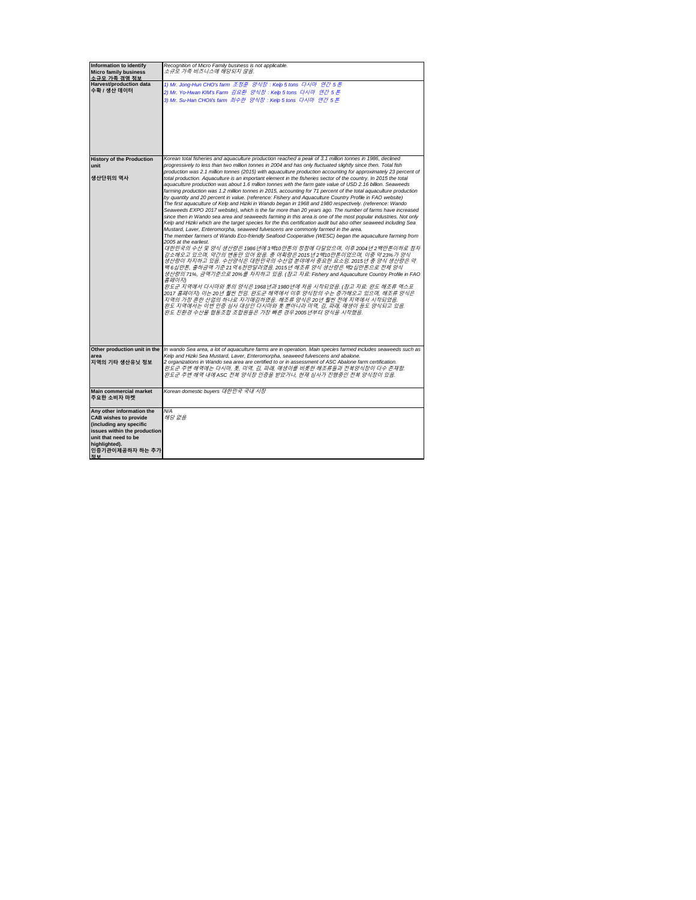| Information to identify Micro family business<br>소규모 가족 경영 정보 | *Recognition of Micro Family business is not applicable.*<br>*소규모 가족 비즈니스에 해당되지 않음.* |
|---|---|
| **Harvest/production data**<br>**수확 / 생산 데이터** | *1) Mr. Jong-Hun CHO's farm 조정훈 양식장 : Kelp 5 tons 다시마 연간 5 톤*<br>*2) Mr. Yo-Hwan KIM's Farm 김요환 양식장 : Kelp 5 tons 다시마 연간 5 톤*<br>*3) Mr. Su-Han CHOII's farm 최수한 양식장 : Kelp 5 tons 다시마 연간 5 톤* |
| **History of the Production unit**<br><br>**생산단위의 역사** | *Korean total fisheries and aquaculture production reached a peak of 3.1 million tonnes in 1986, declined progressively to less than two million tonnes in 2004 and has only fluctuated slightly since then. Total fish production was 2.1 million tonnes (2015) with aquaculture production accounting for approximately 23 percent of total production. Aquaculture is an important element in the fisheries sector of the country. In 2015 the total aquaculture production was about 1.6 million tonnes with the farm gate value of USD 2.16 billion. Seaweeds farming production was 1.2 million tonnes in 2015, accounting for 71 percent of the total aquaculture production by quantity and 20 percent in value. (reference: Fishery and Aquaculture Country Profile in FAO website)*<br>*The first aquaculture of Kelp and Hiziki in Wando began in 1968 and 1980 respectively. (reference: Wando Seaweeds EXPO 2017 website), which is the far more than 20 years ago. The number of farms have increased since then in Wando sea area and seaweeds farming in this area is one of the most popular industries. Not only Kelp and Hiziki which are the target species for the this certification audit but also other seaweed including Sea Mustard, Laver, Enteromorpha, seaweed fulvescens are commonly farmed in the area.*<br>*The member farmers of Wando Eco-friendly Seafood Cooperative (WESC) began the aquaculture farming from 2005 at the earliest.*<br>*대한민국의 수산 및 양식 생산량은 1986 년에 3백10 만톤의 정점에 다달았으며, 이후 2004 년 2 백만톤이하로 점차 감소해오고 있으며, 약간의 변동만 있어 왔음. 총 어획량은 2015 년 2 백10 만톤이었으며, 이중 약 23% 가 양식 생산량이 자지하고 있음. 수산양식은 대한민국의 수산업 분야에서 중요한 요소임. 2015 년 총 양식 생산량은 약 백 6 십만톤, 출하금액 기준 21 억 6 천만달러였음. 2015 년 해조류 양식 생산량은 백2십만톤으로 전체 양식 생산량의 71%, 금액기준으로 20% 를 자지하고 있음. (참고 자료: Fishery and Aquaculture Country Profile in FAO 홈페이지)*<br>*완도군 지역에서 다시마와 톳의 양식은 1968 년과 1980 년에 처음 시작되었음. (참고 자료: 완도 해조류 엑스포 2017 홈페이지) 이는 20 년 훨씬 전임. 완도군 해역에서 이후 양식장의 수는 증가해오고 있으며, 해조류 양식은 지역의 가장 흔한 산업의 하나로 자기매김하였음. 해조류 양식은 20 년 훨씬 전에 지역에서 시작되었음.*<br>*완도 지역에서는 이번 인증 심사 대상인 다시마와 톳 뿐아니라 미역, 김, 파래, 매생이 등도 양식되고 있음.*<br>*완도 친환경 수산물 협동조합 조합원들은 가장 빠른 경우 2005 년부터 양식을 시작했음.* |
| **Other production unit in the area**<br>**지역의 기타 생산유닛 정보** | *In wando Sea area, a lot of aquaculture farms are in operation. Main species farmed includes seaweeds such as Kelp and Hiziki Sea Mustard, Laver, Enteromorpha, seaweed fulvescens and abalone.*<br>*2 organizations in Wando sea area are certified to or in assessment of ASC Abalone farm certification.*<br>*완도군 주변 해역에는 다시마, 톳, 미역, 김, 파래, 매생이를 비롯한 해조류들과 전복양식장이 다수 존재함.*<br>*완도군 주변 해역 내에 ASC 전복 양식장 인증을 받았거나, 현재 심사가 진행중인 전복 양식장이 있음.* |
| **Main commercial market**<br>**주요한 소비자 마켓** | *Korean domestic buyers 대한민국 국내 시장* |
| **Any other information the CAB wishes to provide (including any specific issues within the production unit that need to be highlighted).**<br>**인증기관이제공하자 하는 추가 정보** | *N/A*<br>*해당 없음* |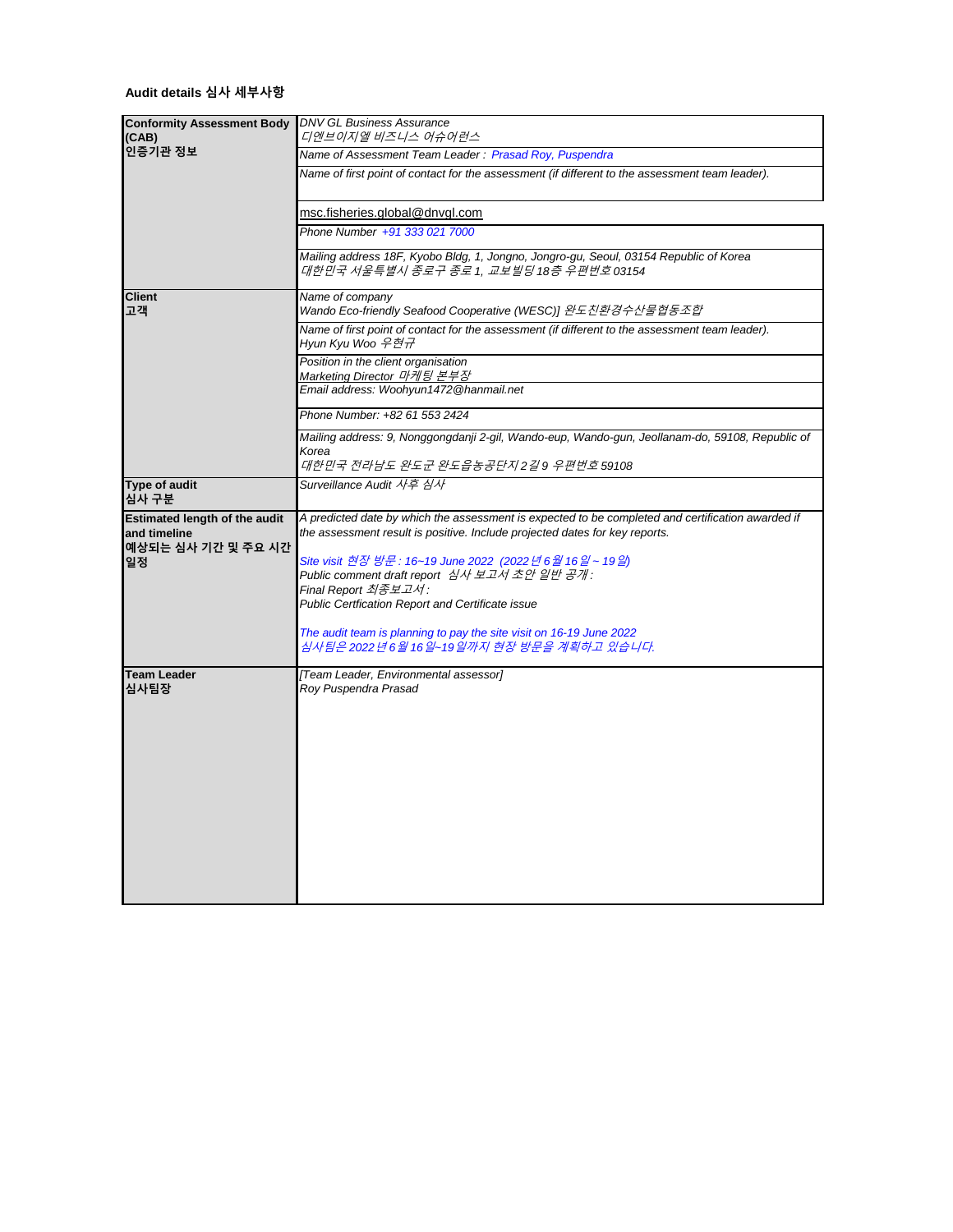**Audit details 심사 세부사항**

| | |
|---|---|
| **Conformity Assessment Body (CAB)**<br>**인증기관 정보** | *DNV GL Business Assurance*<br>*디엔브이지엘 비즈니스 어슈어런스* |
| | *Name of Assessment Team Leader : Prasad Roy, Puspendra* |
| | *Name of first point of contact for the assessment (if different to the assessment team leader).* |
| | msc.fisheries.global@dnvgl.com |
| | *Phone Number +91 333 021 7000* |
| | *Mailing address 18F, Kyobo Bldg, 1, Jongno, Jongro-gu, Seoul, 03154 Republic of Korea*<br>*대한민국 서울특별시 종로구 종로 1, 교보빌딩 18층 우편번호 03154* |
| **Client**<br>**고객** | *Name of company*<br>*Wando Eco-friendly Seafood Cooperative (WESC)] 완도친환경수산물협동조합* |
| | *Name of first point of contact for the assessment (if different to the assessment team leader).*<br>*Hyun Kyu Woo 우현규* |
| | *Position in the client organisation*<br>*Marketing Director 마케팅 본부장* |
| | *Email address: Woohyun1472@hanmail.net* |
| | *Phone Number: +82 61 553 2424* |
| | *Mailing address: 9, Nonggongdanji 2-gil, Wando-eup, Wando-gun, Jeollanam-do, 59108, Republic of Korea*<br>*대한민국 전라남도 완도군 완도읍농공단지2길 9 우편번호 59108* |
| **Type of audit**<br>**심사 구분** | *Surveillance Audit 사후 심사* |
| **Estimated length of the audit and timeline**<br>**예상되는 심사 기간 및 주요 시간 일정** | *A predicted date by which the assessment is expected to be completed and certification awarded if the assessment result is positive. Include projected dates for key reports.*<br><br>*Site visit 현장 방문 : 16~19 June 2022 (2022년 6월 16일 ~ 19일)*<br>*Public comment draft report 심사 보고서 초안 일반 공개 :*<br>*Final Report 최종보고서 :*<br>*Public Certfication Report and Certificate issue*<br><br>*The audit team is planning to pay the site visit on 16-19 June 2022*<br>*심사팀은 2022년 6월 16일~19일까지 현장 방문을 계획하고 있습니다.* |
| **Team Leader**<br>**심사팀장** | *[Team Leader, Environmental assessor]*<br>*Roy Puspendra Prasad* |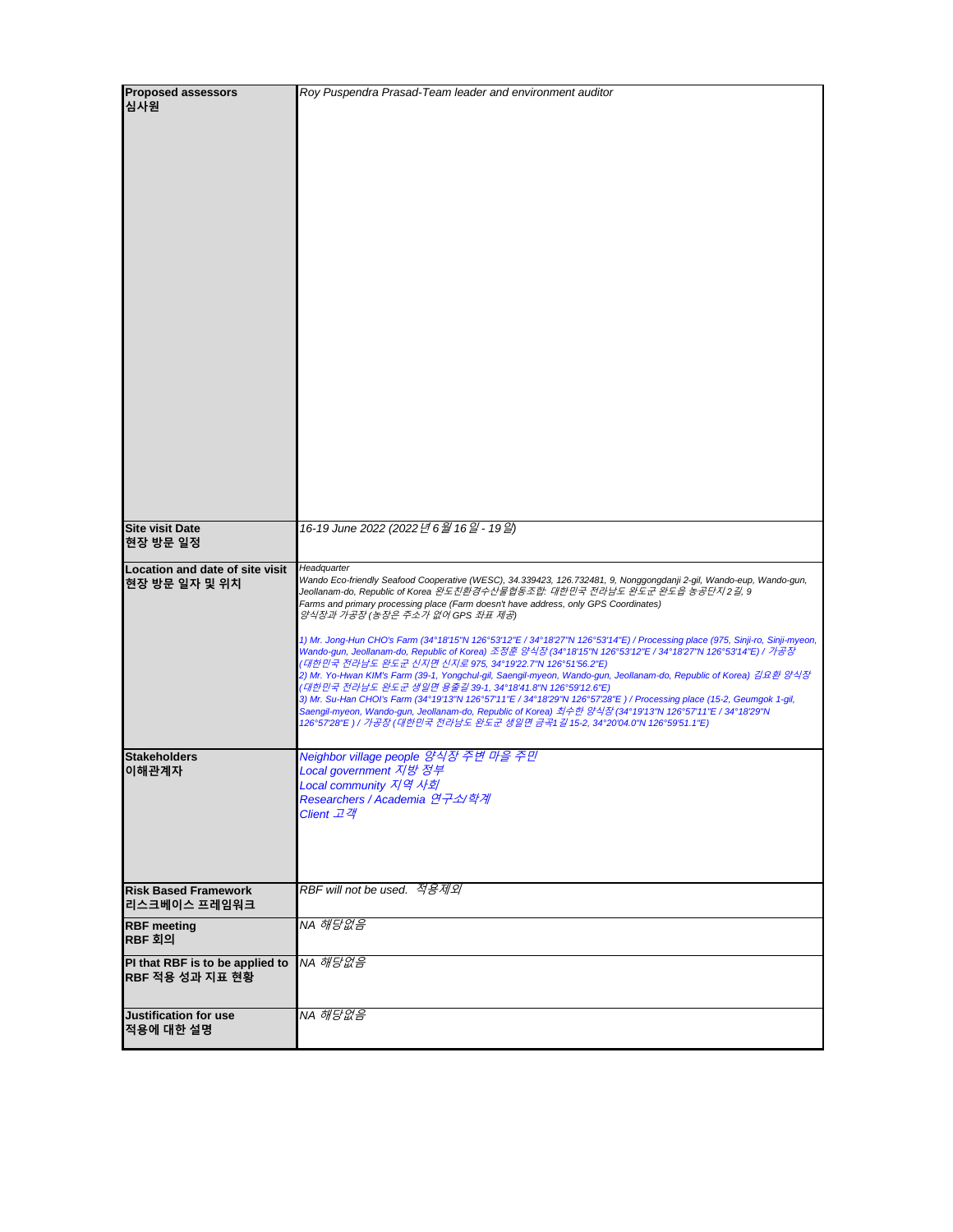| | |
|---|---|
| **Proposed assessors 심사원** | *Roy Puspendra Prasad-Team leader and environment auditor* |
| **Site visit Date 현장 방문 일정** | *16-19 June 2022 (2022년 6월 16일 - 19일)* |
| **Location and date of site visit 현장 방문 일자 및 위치** | *Headquarter*<br>*Wando Eco-friendly Seafood Cooperative (WESC), 34.339423, 126.732481, 9, Nonggongdanji 2-gil, Wando-eup, Wando-gun, Jeollanam-do, Republic of Korea 완도친환경수산물협동조합: 대한민국 전라남도 완도군 완도읍 농공단지2길, 9*<br>*Farms and primary processing place (Farm doesn't have address, only GPS Coordinates)*<br>*양식장과 가공장 (농장은 주소가 없어 GPS 좌표 제공)*<br><br>*1) Mr. Jong-Hun CHO's Farm (34°18'15"N 126°53'12"E / 34°18'27"N 126°53'14"E) / Processing place (975, Sinji-ro, Sinji-myeon, Wando-gun, Jeollanam-do, Republic of Korea) 조정훈 양식장 (34°18'15"N 126°53'12"E / 34°18'27"N 126°53'14"E) / 가공장 (대한민국 전라남도 완도군 신지면 신지로 975, 34°19'22.7"N 126°51'56.2"E)*<br>*2) Mr. Yo-Hwan KIM's Farm (39-1, Yongchul-gil, Saengil-myeon, Wando-gun, Jeollanam-do, Republic of Korea) 김요환 양식장 (대한민국 전라남도 완도군 생일면 용출길 39-1, 34°18'41.8"N 126°59'12.6"E)*<br>*3) Mr. Su-Han CHOI's Farm (34°19'13"N 126°57'11"E / 34°18'29"N 126°57'28"E ) / Processing place (15-2, Geumgok 1-gil, Saengil-myeon, Wando-gun, Jeollanam-do, Republic of Korea) 최수한 양식장 (34°19'13"N 126°57'11"E / 34°18'29"N 126°57'28"E ) / 가공장 (대한민국 전라남도 완도군 생일면 금곡1길 15-2, 34°20'04.0"N 126°59'51.1"E)* |
| **Stakeholders 이해관계자** | *Neighbor village people 양식장 주변 마을 주민*<br>*Local government 지방 정부*<br>*Local community 지역 사회*<br>*Researchers / Academia 연구소/학계*<br>*Client 고객* |
| **Risk Based Framework 리스크베이스 프레임워크** | *RBF will not be used. 적용제외* |
| **RBF meeting RBF 회의** | *NA 해당없음* |
| **PI that RBF is to be applied to RBF 적용 성과 지표 현황** | *NA 해당없음* |
| **Justification for use 적용에 대한 설명** | *NA 해당없음* |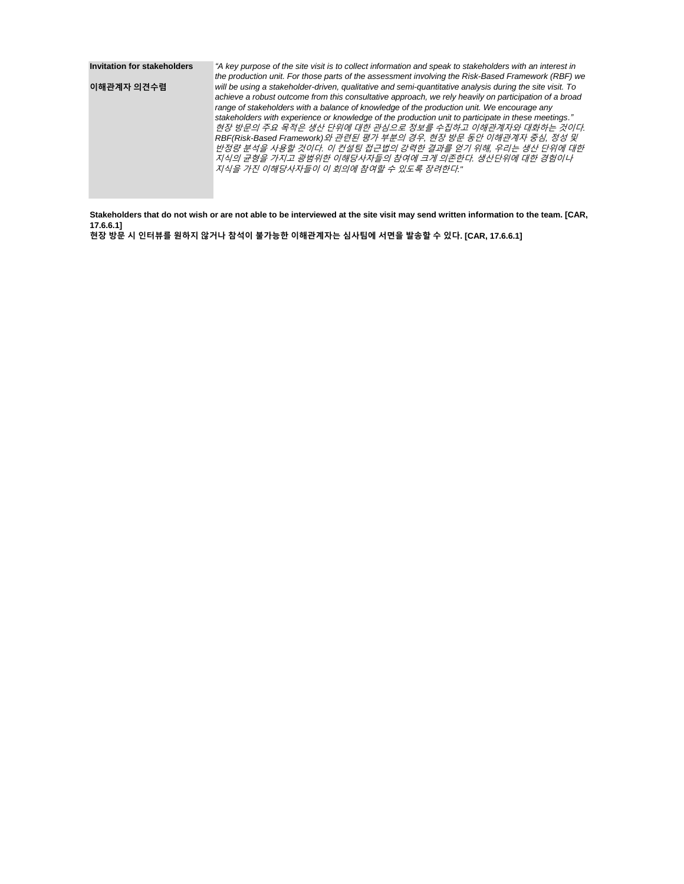| **Invitation for stakeholders**<br><br>**이해관계자 의견수렴** | *“A key purpose of the site visit is to collect information and speak to stakeholders with an interest in the production unit. For those parts of the assessment involving the Risk-Based Framework (RBF) we will be using a stakeholder-driven, qualitative and semi-quantitative analysis during the site visit. To achieve a robust outcome from this consultative approach, we rely heavily on participation of a broad range of stakeholders with a balance of knowledge of the production unit. We encourage any stakeholders with experience or knowledge of the production unit to participate in these meetings.”*<br>*현장 방문의 주요 목적은 생산 단위에 대한 관심으로 정보를 수집하고 이해관계자와 대화하는 것이다. RBF(Risk-Based Framework)와 관련된 평가 부분의 경우, 현장 방문 동안 이해관계자 중심, 정성 및 반정량 분석을 사용할 것이다. 이 컨설팅 접근법의 강력한 결과를 얻기 위해, 우리는 생산 단위에 대한 지식의 균형을 가지고 광범위한 이해당사자들의 참여에 크게 의존한다. 생산단위에 대한 경험이나 지식을 가진 이해당사자들이 이 회의에 참여할 수 있도록 장려한다."* |
|---|---|

**Stakeholders that do not wish or are not able to be interviewed at the site visit may send written information to the team. [CAR, 17.6.6.1]**
**현장 방문 시 인터뷰를 원하지 않거나 참석이 불가능한 이해관계자는 심사팀에 서면을 발송할 수 있다. [CAR, 17.6.6.1]**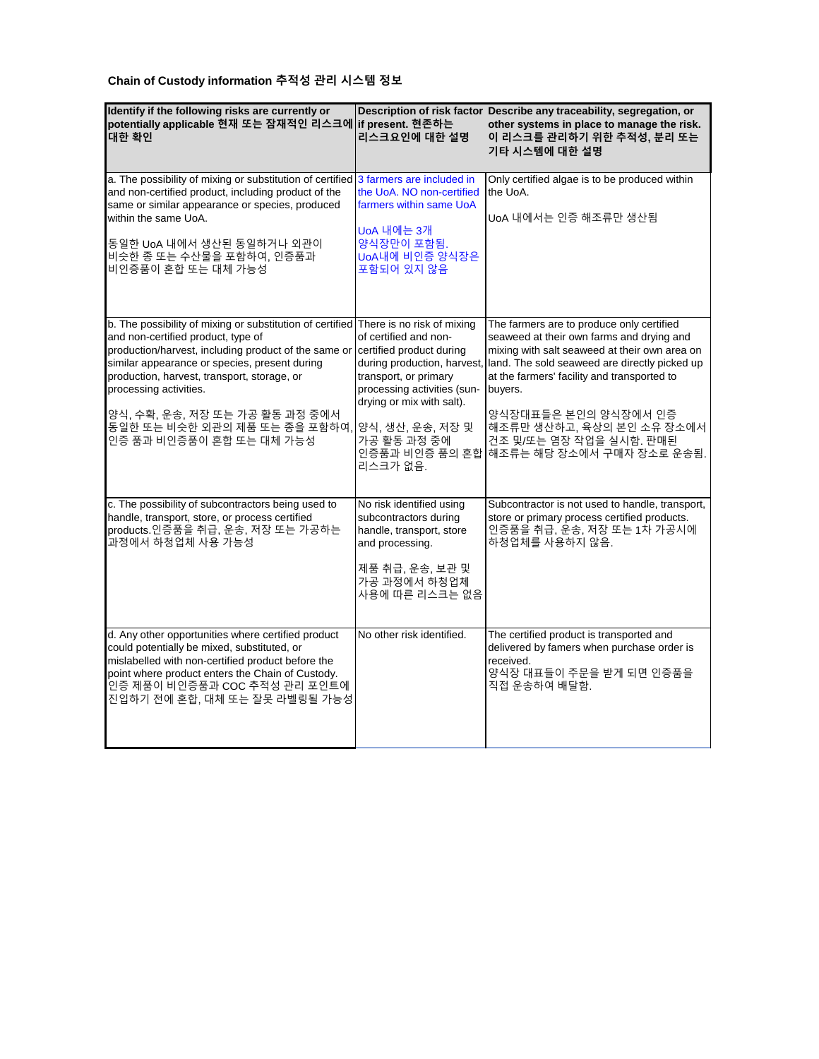**Chain of Custody information 추적성 관리 시스템 정보**

| Identify if the following risks are currently or potentially applicable 현재 또는 잠재적인 리스크에 대한 확인 | Description of risk factor if present. 현존하는 리스크요인에 대한 설명 | Describe any traceability, segregation, or other systems in place to manage the risk. 이 리스크를 관리하기 위한 추적성, 분리 또는 기타 시스템에 대한 설명 |
|---|---|---|
| a. The possibility of mixing or substitution of certified and non-certified product, including product of the same or similar appearance or species, produced within the same UoA.<br><br>동일한 UoA 내에서 생산된 동일하거나 외관이 비슷한 종 또는 수산물을 포함하여, 인증품과 비인증품이 혼합 또는 대체 가능성 | 3 farmers are included in the UoA. NO non-certified farmers within same UoA<br><br>UoA 내에는 3개 양식장만이 포함됨. UoA내에 비인증 양식장은 포함되어 있지 않음 | Only certified algae is to be produced within the UoA.<br><br>UoA 내에서는 인증 해조류만 생산됨 |
| b. The possibility of mixing or substitution of certified and non-certified product, type of production/harvest, including product of the same or similar appearance or species, present during production, harvest, transport, storage, or processing activities.<br><br>양식, 수확, 운송, 저장 또는 가공 활동 과정 중에서 동일한 또는 비슷한 외관의 제품 또는 종을 포함하여, 인증 품과 비인증품이 혼합 또는 대체 가능성 | There is no risk of mixing of certified and non-certified product during production, harvest, during production, harvest, transport, or primary processing activities (sun-drying or mix with salt).<br><br>양식, 생산, 운송, 저장 및 가공 활동 과정 중에 인증품과 비인증 품의 혼합 리스크가 없음. | The farmers are to produce only certified seaweed at their own farms and drying and mixing with salt seaweed at their own area on land. The sold seaweed are directly picked up at the farmers' facility and transported to buyers.<br><br>양식장대표들은 본인의 양식장에서 인증 해조류만 생산하고, 육상의 본인 소유 장소에서 건조 및/또는 염장 작업을 실시함. 판매된 해조류는 해당 장소에서 구매자 장소로 운송됨. |
| c. The possibility of subcontractors being used to handle, transport, store, or process certified products.인증품을 취급, 운송, 저장 또는 가공하는 과정에서 하청업체 사용 가능성 | No risk identified using subcontractors during handle, transport, store and processing.<br><br>제품 취급, 운송, 보관 및 가공 과정에서 하청업체 사용에 따른 리스크는 없음 | Subcontractor is not used to handle, transport, store or primary process certified products. 인증품을 취급, 운송, 저장 또는 1차 가공시에 하청업체를 사용하지 않음. |
| d. Any other opportunities where certified product could potentially be mixed, substituted, or mislabelled with non-certified product before the point where product enters the Chain of Custody. 인증 제품이 비인증품과 COC 추적성 관리 포인트에 진입하기 전에 혼합, 대체 또는 잘못 라벨링될 가능성 | No other risk identified. | The certified product is transported and delivered by famers when purchase order is received.<br>양식장 대표들이 주문을 받게 되면 인증품을 직접 운송하여 배달함. |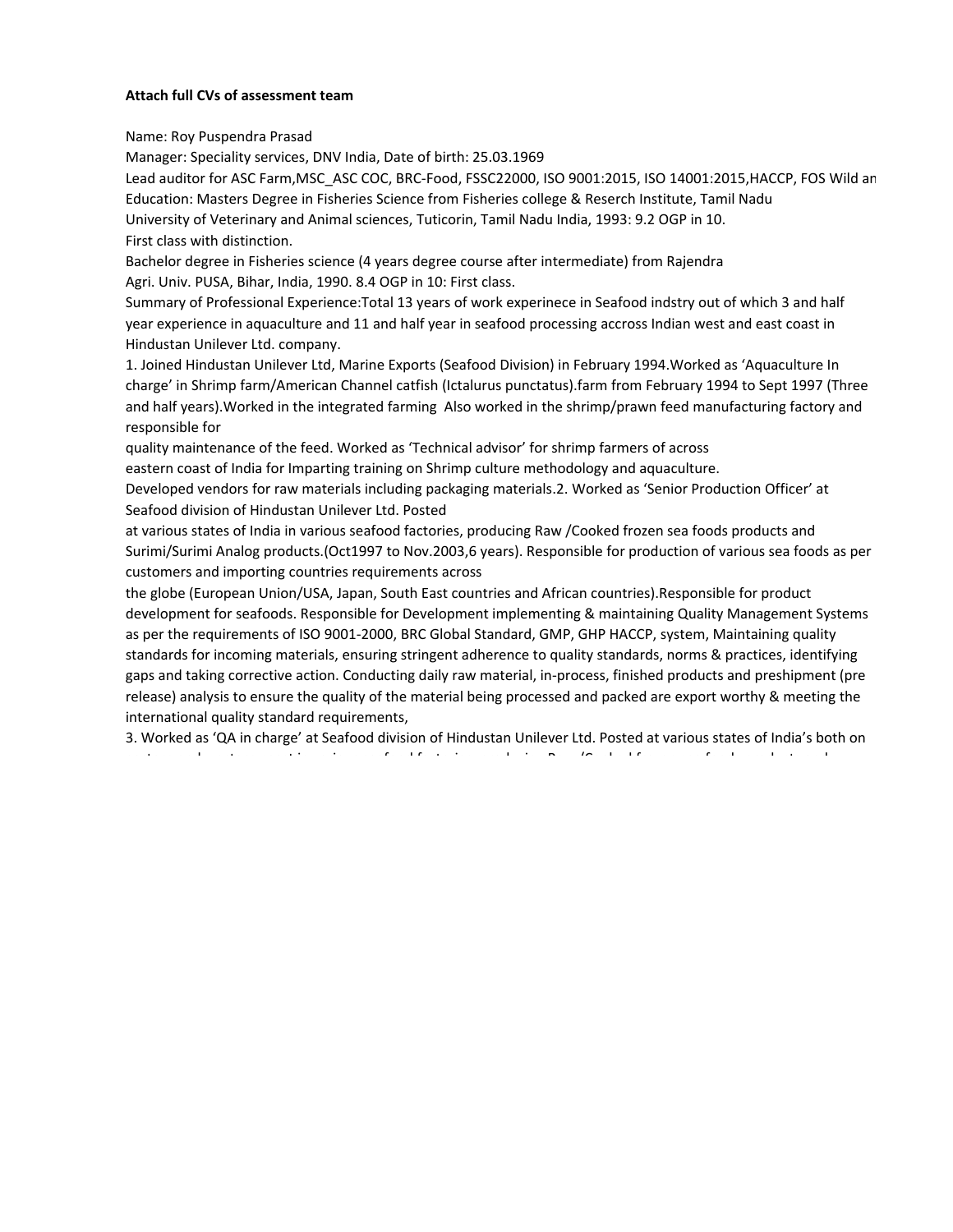**Attach full CVs of assessment team**

Name: Roy Puspendra Prasad

Manager: Speciality services, DNV India, Date of birth: 25.03.1969

Lead auditor for ASC Farm,MSC_ASC COC, BRC-Food, FSSC22000, ISO 9001:2015, ISO 14001:2015,HACCP, FOS Wild an

Education: Masters Degree in Fisheries Science from Fisheries college & Reserch Institute, Tamil Nadu University of Veterinary and Animal sciences, Tuticorin, Tamil Nadu India, 1993: 9.2 OGP in 10.

First class with distinction.

Bachelor degree in Fisheries science (4 years degree course after intermediate) from Rajendra Agri. Univ. PUSA, Bihar, India, 1990. 8.4 OGP in 10: First class.

Summary of Professional Experience:Total 13 years of work experinece in Seafood indstry out of which 3 and half year experience in aquaculture and 11 and half year in seafood processing accross Indian west and east coast in Hindustan Unilever Ltd. company.

1. Joined Hindustan Unilever Ltd, Marine Exports (Seafood Division) in February 1994.Worked as 'Aquaculture In charge' in Shrimp farm/American Channel catfish (Ictalurus punctatus).farm from February 1994 to Sept 1997 (Three and half years).Worked in the integrated farming Also worked in the shrimp/prawn feed manufacturing factory and responsible for quality maintenance of the feed. Worked as 'Technical advisor' for shrimp farmers of across eastern coast of India for Imparting training on Shrimp culture methodology and aquaculture.

Developed vendors for raw materials including packaging materials.2. Worked as 'Senior Production Officer' at Seafood division of Hindustan Unilever Ltd. Posted at various states of India in various seafood factories, producing Raw /Cooked frozen sea foods products and Surimi/Surimi Analog products.(Oct1997 to Nov.2003,6 years). Responsible for production of various sea foods as per customers and importing countries requirements across the globe (European Union/USA, Japan, South East countries and African countries).Responsible for product development for seafoods. Responsible for Development implementing & maintaining Quality Management Systems as per the requirements of ISO 9001-2000, BRC Global Standard, GMP, GHP HACCP, system, Maintaining quality standards for incoming materials, ensuring stringent adherence to quality standards, norms & practices, identifying gaps and taking corrective action. Conducting daily raw material, in-process, finished products and preshipment (pre release) analysis to ensure the quality of the material being processed and packed are export worthy & meeting the international quality standard requirements,

3. Worked as 'QA in charge' at Seafood division of Hindustan Unilever Ltd. Posted at various states of India's both on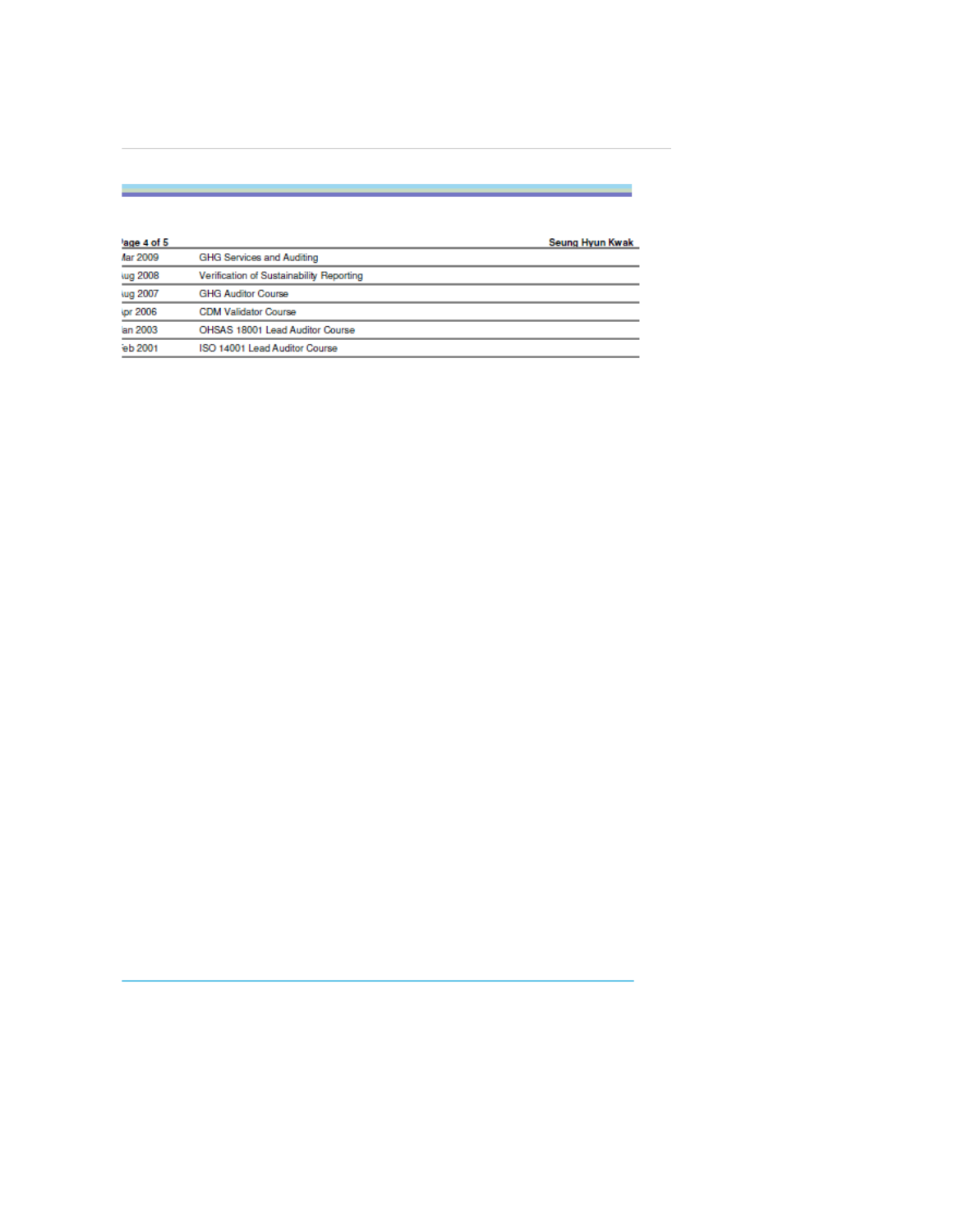| | |
|---|---|
| Mar 2009 | GHG Services and Auditing |
| Aug 2008 | Verification of Sustainability Reporting |
| Aug 2007 | GHG Auditor Course |
| Apr 2006 | CDM Validator Course |
| Jan 2003 | OHSAS 18001 Lead Auditor Course |
| Feb 2001 | ISO 14001 Lead Auditor Course |